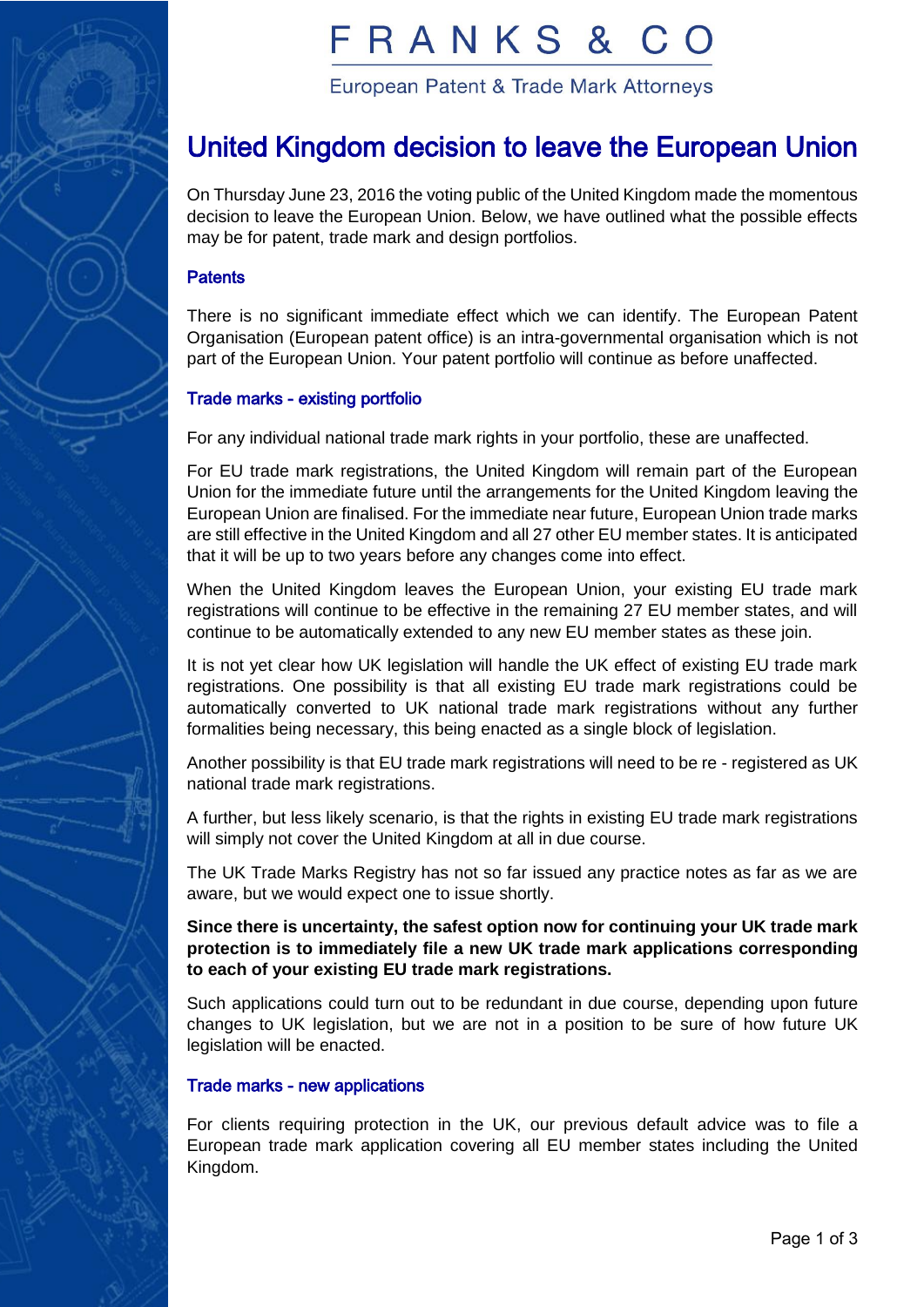# FRANKS & CO

European Patent & Trade Mark Attorneys

## United Kingdom decision to leave the European Union

On Thursday June 23, 2016 the voting public of the United Kingdom made the momentous decision to leave the European Union. Below, we have outlined what the possible effects may be for patent, trade mark and design portfolios.

### Patents

There is no significant immediate effect which we can identify. The European Patent Organisation (European patent office) is an intra-governmental organisation which is not part of the European Union. Your patent portfolio will continue as before unaffected.

### Trade marks - existing portfolio

For any individual national trade mark rights in your portfolio, these are unaffected.

For EU trade mark registrations, the United Kingdom will remain part of the European Union for the immediate future until the arrangements for the United Kingdom leaving the European Union are finalised. For the immediate near future, European Union trade marks are still effective in the United Kingdom and all 27 other EU member states. It is anticipated that it will be up to two years before any changes come into effect.

When the United Kingdom leaves the European Union, your existing EU trade mark registrations will continue to be effective in the remaining 27 EU member states, and will continue to be automatically extended to any new EU member states as these join.

It is not yet clear how UK legislation will handle the UK effect of existing EU trade mark registrations. One possibility is that all existing EU trade mark registrations could be automatically converted to UK national trade mark registrations without any further formalities being necessary, this being enacted as a single block of legislation.

Another possibility is that EU trade mark registrations will need to be re - registered as UK national trade mark registrations.

A further, but less likely scenario, is that the rights in existing EU trade mark registrations will simply not cover the United Kingdom at all in due course.

The UK Trade Marks Registry has not so far issued any practice notes as far as we are aware, but we would expect one to issue shortly.

**Since there is uncertainty, the safest option now for continuing your UK trade mark protection is to immediately file a new UK trade mark applications corresponding to each of your existing EU trade mark registrations.**

Such applications could turn out to be redundant in due course, depending upon future changes to UK legislation, but we are not in a position to be sure of how future UK legislation will be enacted.

### Trade marks - new applications

For clients requiring protection in the UK, our previous default advice was to file a European trade mark application covering all EU member states including the United Kingdom.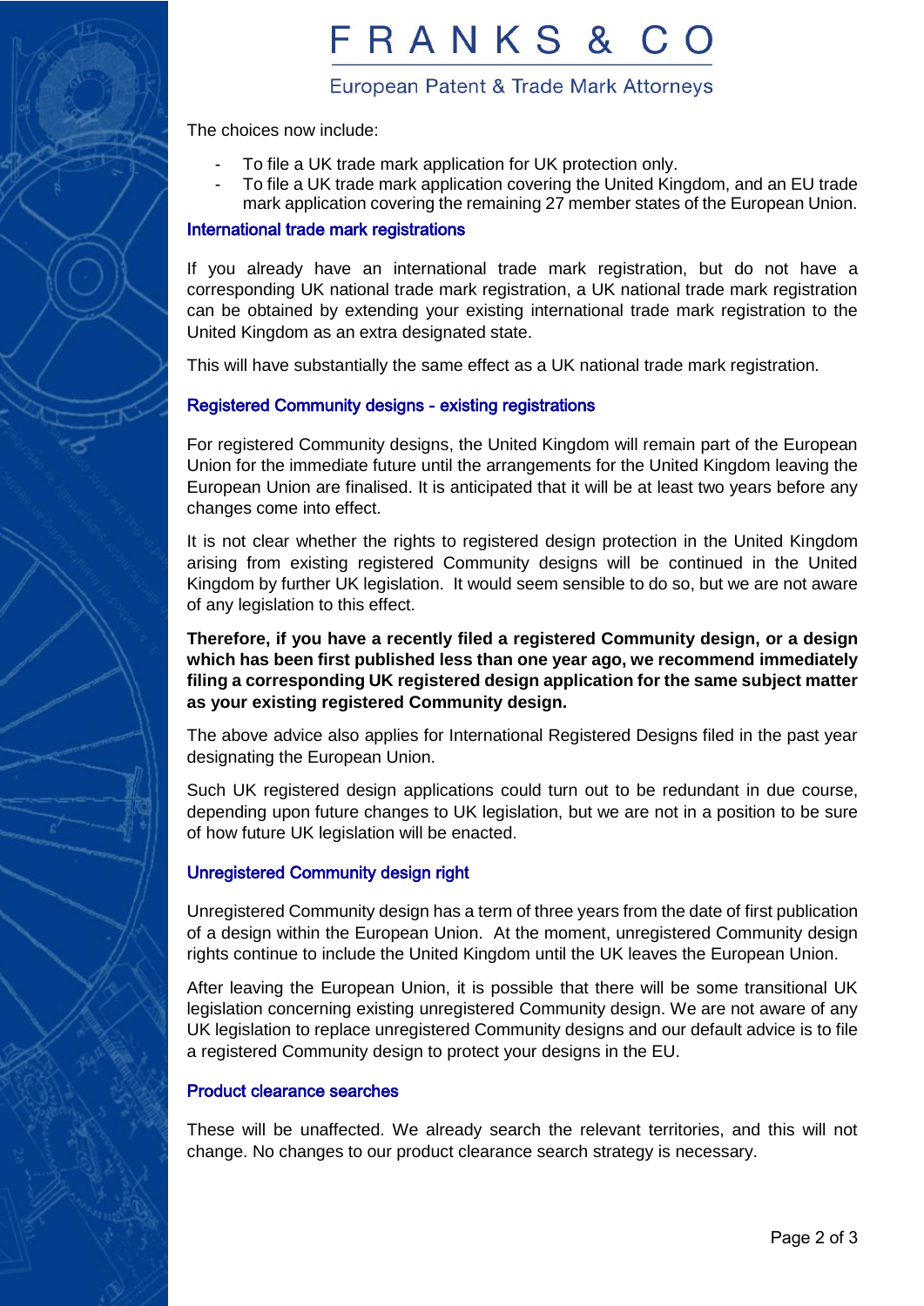The choices now include:

- To file a UK trade mark application for UK protection only.
- To file a UK trade mark application covering the United Kingdom, and an EU trade mark application covering the remaining 27 member states of the European Union.

### International trade mark registrations

If you already have an international trade mark registration, but do not have a corresponding UK national trade mark registration, a UK national trade mark registration can be obtained by extending your existing international trade mark registration to the United Kingdom as an extra designated state.

This will have substantially the same effect as a UK national trade mark registration.

### Registered Community designs - existing registrations

For registered Community designs, the United Kingdom will remain part of the European Union for the immediate future until the arrangements for the United Kingdom leaving the European Union are finalised. It is anticipated that it will be at least two years before any changes come into effect.

It is not clear whether the rights to registered design protection in the United Kingdom arising from existing registered Community designs will be continued in the United Kingdom by further UK legislation. It would seem sensible to do so, but we are not aware of any legislation to this effect.

**Therefore, if you have a recently filed a registered Community design, or a design which has been first published less than one year ago, we recommend immediately filing a corresponding UK registered design application for the same subject matter as your existing registered Community design.**

The above advice also applies for International Registered Designs filed in the past year designating the European Union.

Such UK registered design applications could turn out to be redundant in due course, depending upon future changes to UK legislation, but we are not in a position to be sure of how future UK legislation will be enacted.

### Unregistered Community design right

Unregistered Community design has a term of three years from the date of first publication of a design within the European Union. At the moment, unregistered Community design rights continue to include the United Kingdom until the UK leaves the European Union.

After leaving the European Union, it is possible that there will be some transitional UK legislation concerning existing unregistered Community design. We are not aware of any UK legislation to replace unregistered Community designs and our default advice is to file a registered Community design to protect your designs in the EU.

### Product clearance searches

These will be unaffected. We already search the relevant territories, and this will not change. No changes to our product clearance search strategy is necessary.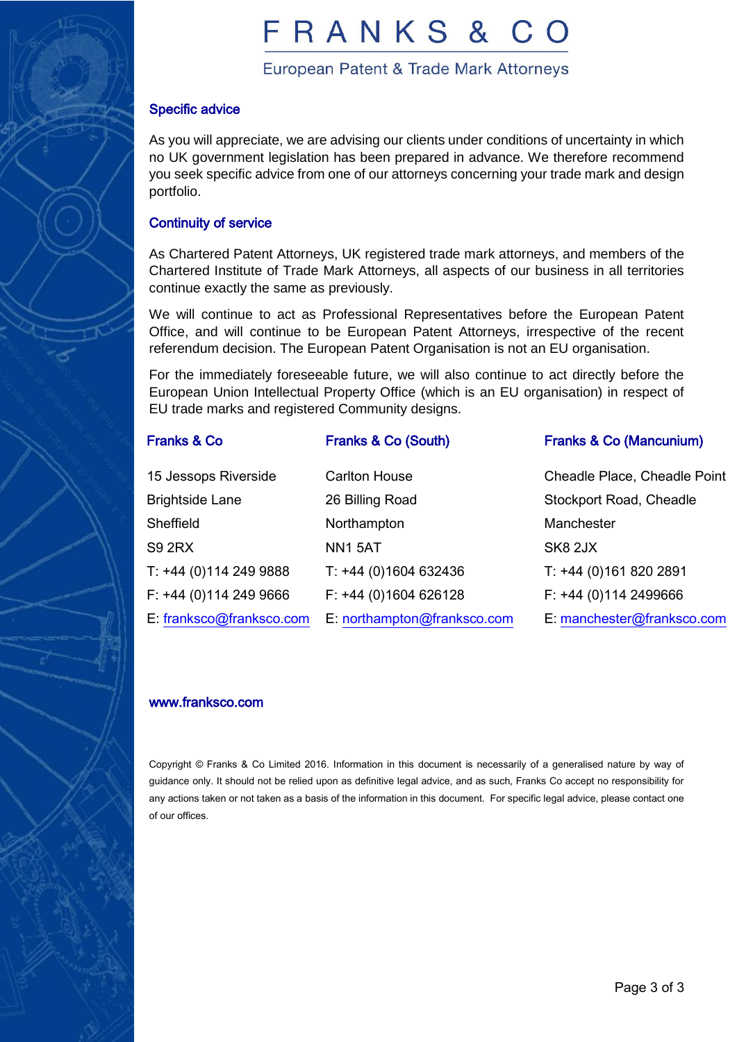## Specific advice

As you will appreciate, we are advising our clients under conditions of uncertainty in which no UK government legislation has been prepared in advance. We therefore recommend you seek specific advice from one of our attorneys concerning your trade mark and design portfolio.

## Continuity of service

As Chartered Patent Attorneys, UK registered trade mark attorneys, and members of the Chartered Institute of Trade Mark Attorneys, all aspects of our business in all territories continue exactly the same as previously.

We will continue to act as Professional Representatives before the European Patent Office, and will continue to be European Patent Attorneys, irrespective of the recent referendum decision. The European Patent Organisation is not an EU organisation.

For the immediately foreseeable future, we will also continue to act directly before the European Union Intellectual Property Office (which is an EU organisation) in respect of EU trade marks and registered Community designs.

| Franks & Co | Franks & Co (South) | Franks & Co (Mancunium) |
|---|---|---|
| 15 Jessops Riverside | Carlton House | Cheadle Place, Cheadle Point |
| Brightside Lane | 26 Billing Road | Stockport Road, Cheadle |
| Sheffield | Northampton | Manchester |
| S9 2RX | NN1 5AT | SK8 2JX |
| T: +44 (0)114 249 9888 | T: +44 (0)1604 632436 | T: +44 (0)161 820 2891 |
| F: +44 (0)114 249 9666 | F: +44 (0)1604 626128 | F: +44 (0)114 2499666 |
| E: franksco@franksco.com | E: northampton@franksco.com | E: manchester@franksco.com |

www.franksco.com

Copyright © Franks & Co Limited 2016. Information in this document is necessarily of a generalised nature by way of guidance only. It should not be relied upon as definitive legal advice, and as such, Franks Co accept no responsibility for any actions taken or not taken as a basis of the information in this document. For specific legal advice, please contact one of our offices.